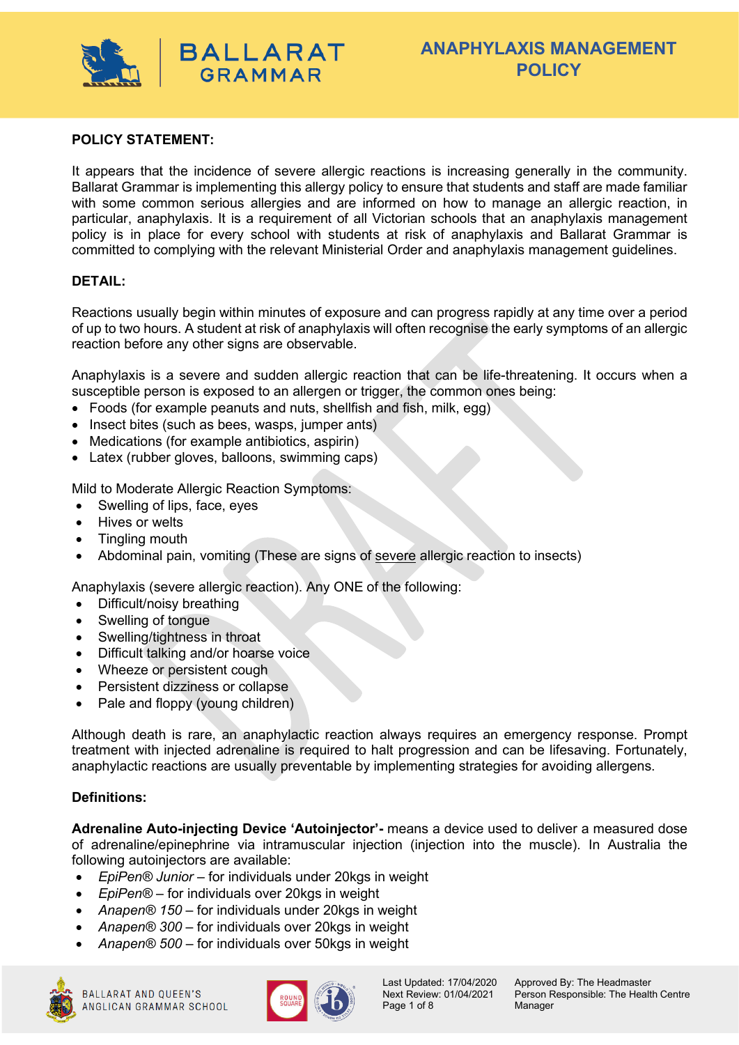# ANAPHYLAXIS MANAGEMENT POLICY

## POLICY STATEMENT:

It appears that the incidence of severe allergic reactions is increasing generally in the community. Ballarat Grammar is implementing this allergy policy to ensure that students and staff are made familiar with some common serious allergies and are informed on how to manage an allergic reaction, in particular, anaphylaxis. It is a requirement of all Victorian schools that an anaphylaxis management policy is in place for every school with students at risk of anaphylaxis and Ballarat Grammar is committed to complying with the relevant Ministerial Order and anaphylaxis management guidelines.

## DETAIL:

Reactions usually begin within minutes of exposure and can progress rapidly at any time over a period of up to two hours. A student at risk of anaphylaxis will often recognise the early symptoms of an allergic reaction before any other signs are observable.

Anaphylaxis is a severe and sudden allergic reaction that can be life-threatening. It occurs when a susceptible person is exposed to an allergen or trigger, the common ones being:

- Foods (for example peanuts and nuts, shellfish and fish, milk, egg)
- Insect bites (such as bees, wasps, jumper ants)
- Medications (for example antibiotics, aspirin)
- Latex (rubber gloves, balloons, swimming caps)

Mild to Moderate Allergic Reaction Symptoms:

- Swelling of lips, face, eyes
- Hives or welts
- Tingling mouth
- Abdominal pain, vomiting (These are signs of severe allergic reaction to insects)

Anaphylaxis (severe allergic reaction). Any ONE of the following:

- Difficult/noisy breathing
- Swelling of tongue
- Swelling/tightness in throat
- Difficult talking and/or hoarse voice
- Wheeze or persistent cough
- Persistent dizziness or collapse
- Pale and floppy (young children)

Although death is rare, an anaphylactic reaction always requires an emergency response. Prompt treatment with injected adrenaline is required to halt progression and can be lifesaving. Fortunately, anaphylactic reactions are usually preventable by implementing strategies for avoiding allergens.

### Definitions:

**Adrenaline Auto-injecting Device 'Autoinjector'-** means a device used to deliver a measured dose of adrenaline/epinephrine via intramuscular injection (injection into the muscle). In Australia the following autoinjectors are available:

- *EpiPen® Junior* – for individuals under 20kgs in weight
- *EpiPen®* – for individuals over 20kgs in weight
- *Anapen® 150* – for individuals under 20kgs in weight
- *Anapen® 300* – for individuals over 20kgs in weight
- *Anapen® 500* – for individuals over 50kgs in weight

Last Updated: 17/04/2020
Next Review: 01/04/2021
Approved By: The Headmaster
Person Responsible: The Health Centre Manager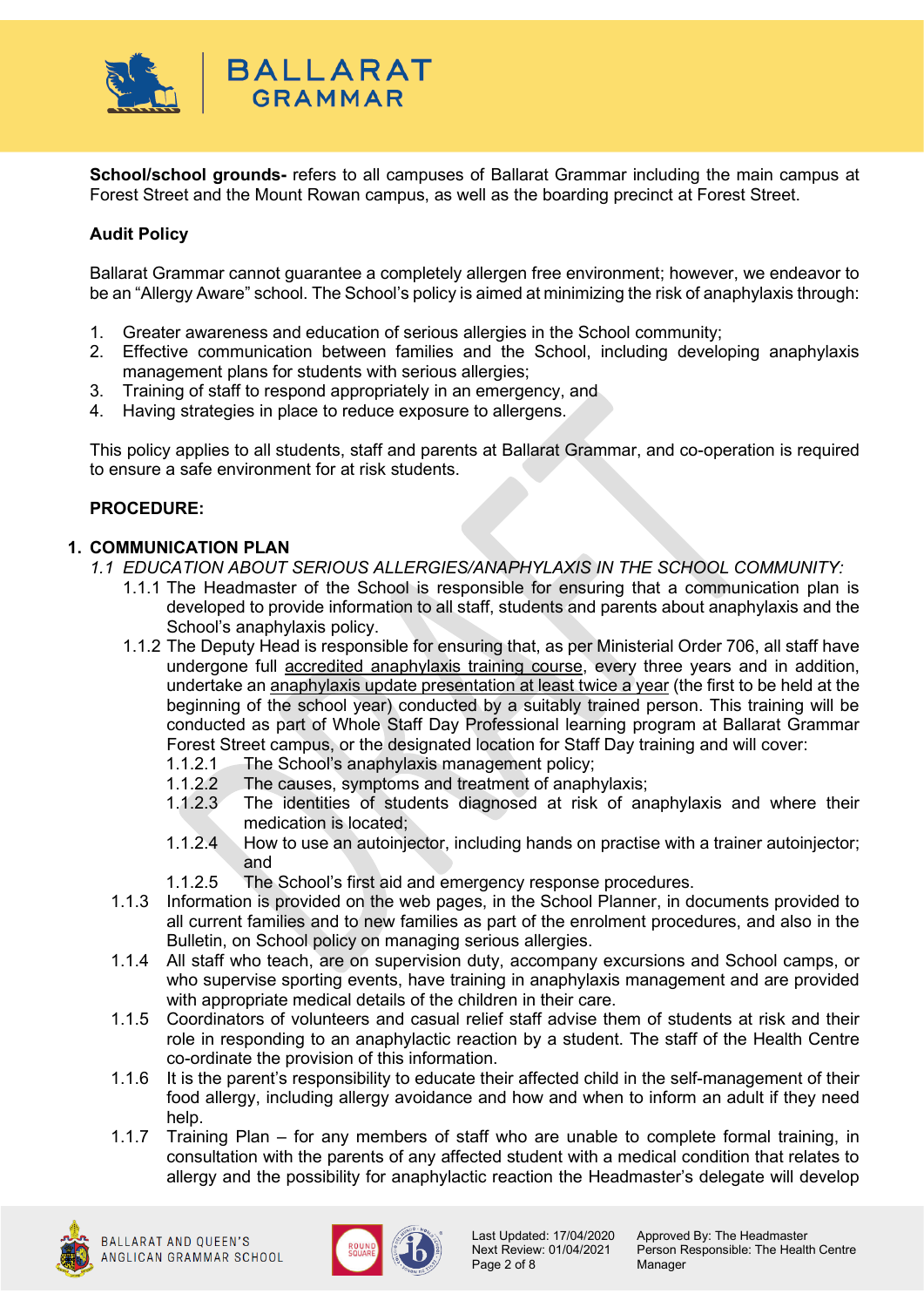**School/school grounds-** refers to all campuses of Ballarat Grammar including the main campus at Forest Street and the Mount Rowan campus, as well as the boarding precinct at Forest Street.

**Audit Policy**

Ballarat Grammar cannot guarantee a completely allergen free environment; however, we endeavor to be an "Allergy Aware" school. The School's policy is aimed at minimizing the risk of anaphylaxis through:

1. Greater awareness and education of serious allergies in the School community;
2. Effective communication between families and the School, including developing anaphylaxis management plans for students with serious allergies;
3. Training of staff to respond appropriately in an emergency, and
4. Having strategies in place to reduce exposure to allergens.

This policy applies to all students, staff and parents at Ballarat Grammar, and co-operation is required to ensure a safe environment for at risk students.

**PROCEDURE:**

**1. COMMUNICATION PLAN**

*1.1 EDUCATION ABOUT SERIOUS ALLERGIES/ANAPHYLAXIS IN THE SCHOOL COMMUNITY:*

1.1.1 The Headmaster of the School is responsible for ensuring that a communication plan is developed to provide information to all staff, students and parents about anaphylaxis and the School's anaphylaxis policy.

1.1.2 The Deputy Head is responsible for ensuring that, as per Ministerial Order 706, all staff have undergone full accredited anaphylaxis training course, every three years and in addition, undertake an anaphylaxis update presentation at least twice a year (the first to be held at the beginning of the school year) conducted by a suitably trained person. This training will be conducted as part of Whole Staff Day Professional learning program at Ballarat Grammar Forest Street campus, or the designated location for Staff Day training and will cover:

- 1.1.2.1 The School's anaphylaxis management policy;
- 1.1.2.2 The causes, symptoms and treatment of anaphylaxis;
- 1.1.2.3 The identities of students diagnosed at risk of anaphylaxis and where their medication is located;
- 1.1.2.4 How to use an autoinjector, including hands on practise with a trainer autoinjector; and
- 1.1.2.5 The School's first aid and emergency response procedures.

1.1.3 Information is provided on the web pages, in the School Planner, in documents provided to all current families and to new families as part of the enrolment procedures, and also in the Bulletin, on School policy on managing serious allergies.

1.1.4 All staff who teach, are on supervision duty, accompany excursions and School camps, or who supervise sporting events, have training in anaphylaxis management and are provided with appropriate medical details of the children in their care.

1.1.5 Coordinators of volunteers and casual relief staff advise them of students at risk and their role in responding to an anaphylactic reaction by a student. The staff of the Health Centre co-ordinate the provision of this information.

1.1.6 It is the parent's responsibility to educate their affected child in the self-management of their food allergy, including allergy avoidance and how and when to inform an adult if they need help.

1.1.7 Training Plan – for any members of staff who are unable to complete formal training, in consultation with the parents of any affected student with a medical condition that relates to allergy and the possibility for anaphylactic reaction the Headmaster's delegate will develop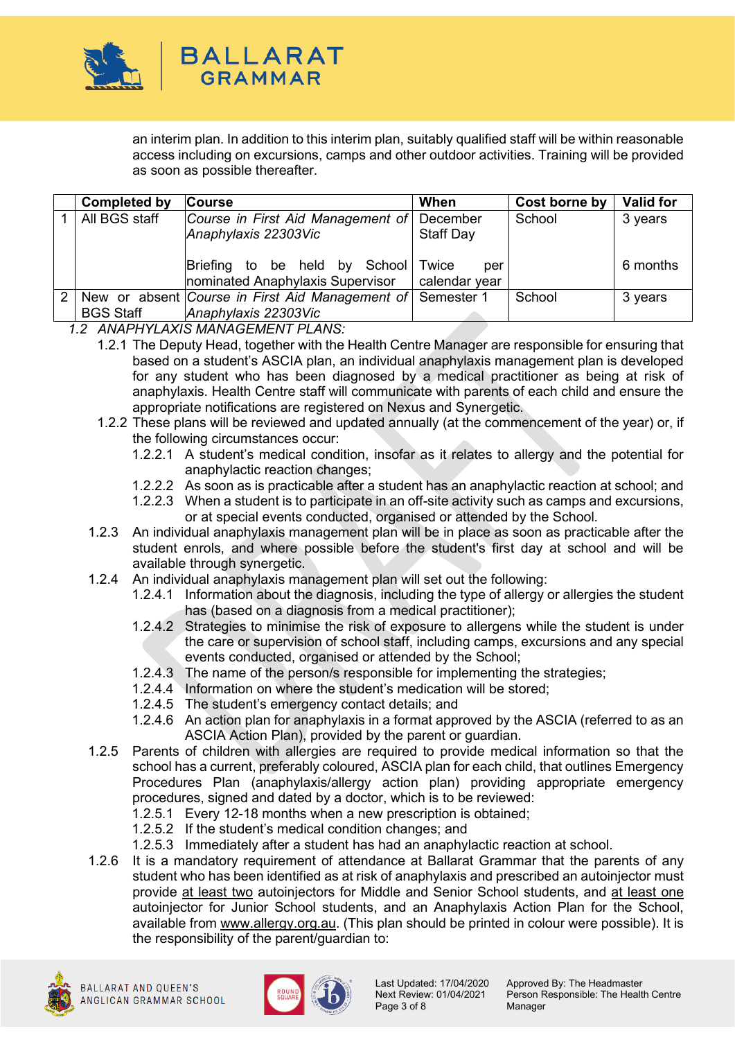an interim plan. In addition to this interim plan, suitably qualified staff will be within reasonable access including on excursions, camps and other outdoor activities. Training will be provided as soon as possible thereafter.

| | Completed by | Course | When | Cost borne by | Valid for |
|---|---|---|---|---|---|
| 1 | All BGS staff | *Course in First Aid Management of Anaphylaxis 22303Vic* | December Staff Day | School | 3 years |
| | | Briefing to be held by School nominated Anaphylaxis Supervisor | Twice per calendar year | | 6 months |
| 2 | New or absent BGS Staff | *Course in First Aid Management of Anaphylaxis 22303Vic* | Semester 1 | School | 3 years |

*1.2 ANAPHYLAXIS MANAGEMENT PLANS:*

1.2.1 The Deputy Head, together with the Health Centre Manager are responsible for ensuring that based on a student's ASCIA plan, an individual anaphylaxis management plan is developed for any student who has been diagnosed by a medical practitioner as being at risk of anaphylaxis. Health Centre staff will communicate with parents of each child and ensure the appropriate notifications are registered on Nexus and Synergetic.

1.2.2 These plans will be reviewed and updated annually (at the commencement of the year) or, if the following circumstances occur:

- 1.2.2.1 A student's medical condition, insofar as it relates to allergy and the potential for anaphylactic reaction changes;
- 1.2.2.2 As soon as is practicable after a student has an anaphylactic reaction at school; and
- 1.2.2.3 When a student is to participate in an off-site activity such as camps and excursions, or at special events conducted, organised or attended by the School.

1.2.3 An individual anaphylaxis management plan will be in place as soon as practicable after the student enrols, and where possible before the student's first day at school and will be available through synergetic.

1.2.4 An individual anaphylaxis management plan will set out the following:

- 1.2.4.1 Information about the diagnosis, including the type of allergy or allergies the student has (based on a diagnosis from a medical practitioner);
- 1.2.4.2 Strategies to minimise the risk of exposure to allergens while the student is under the care or supervision of school staff, including camps, excursions and any special events conducted, organised or attended by the School;
- 1.2.4.3 The name of the person/s responsible for implementing the strategies;
- 1.2.4.4 Information on where the student's medication will be stored;
- 1.2.4.5 The student's emergency contact details; and
- 1.2.4.6 An action plan for anaphylaxis in a format approved by the ASCIA (referred to as an ASCIA Action Plan), provided by the parent or guardian.

1.2.5 Parents of children with allergies are required to provide medical information so that the school has a current, preferably coloured, ASCIA plan for each child, that outlines Emergency Procedures Plan (anaphylaxis/allergy action plan) providing appropriate emergency procedures, signed and dated by a doctor, which is to be reviewed:

- 1.2.5.1 Every 12-18 months when a new prescription is obtained;
- 1.2.5.2 If the student's medical condition changes; and
- 1.2.5.3 Immediately after a student has had an anaphylactic reaction at school.

1.2.6 It is a mandatory requirement of attendance at Ballarat Grammar that the parents of any student who has been identified as at risk of anaphylaxis and prescribed an autoinjector must provide <u>at least two</u> autoinjectors for Middle and Senior School students, and <u>at least one</u> autoinjector for Junior School students, and an Anaphylaxis Action Plan for the School, available from <u>www.allergy.org.au</u>. (This plan should be printed in colour were possible). It is the responsibility of the parent/guardian to: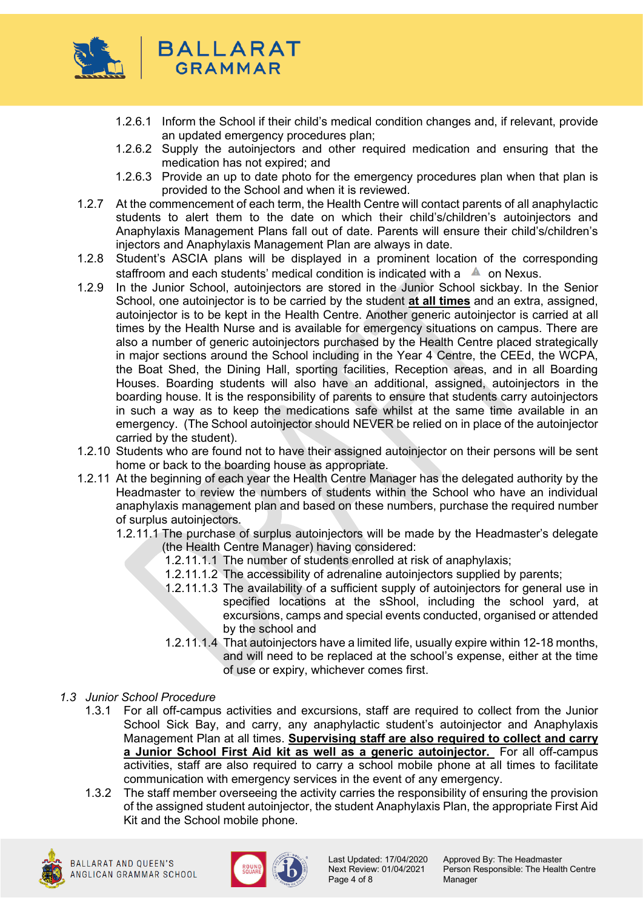1.2.6.1 Inform the School if their child's medical condition changes and, if relevant, provide an updated emergency procedures plan;

1.2.6.2 Supply the autoinjectors and other required medication and ensuring that the medication has not expired; and

1.2.6.3 Provide an up to date photo for the emergency procedures plan when that plan is provided to the School and when it is reviewed.

1.2.7 At the commencement of each term, the Health Centre will contact parents of all anaphylactic students to alert them to the date on which their child's/children's autoinjectors and Anaphylaxis Management Plans fall out of date. Parents will ensure their child's/children's injectors and Anaphylaxis Management Plan are always in date.

1.2.8 Student's ASCIA plans will be displayed in a prominent location of the corresponding staffroom and each students' medical condition is indicated with a ⚠ on Nexus.

1.2.9 In the Junior School, autoinjectors are stored in the Junior School sickbay. In the Senior School, one autoinjector is to be carried by the student **at all times** and an extra, assigned, autoinjector is to be kept in the Health Centre. Another generic autoinjector is carried at all times by the Health Nurse and is available for emergency situations on campus. There are also a number of generic autoinjectors purchased by the Health Centre placed strategically in major sections around the School including in the Year 4 Centre, the CEEd, the WCPA, the Boat Shed, the Dining Hall, sporting facilities, Reception areas, and in all Boarding Houses. Boarding students will also have an additional, assigned, autoinjectors in the boarding house. It is the responsibility of parents to ensure that students carry autoinjectors in such a way as to keep the medications safe whilst at the same time available in an emergency. (The School autoinjector should NEVER be relied on in place of the autoinjector carried by the student).

1.2.10 Students who are found not to have their assigned autoinjector on their persons will be sent home or back to the boarding house as appropriate.

1.2.11 At the beginning of each year the Health Centre Manager has the delegated authority by the Headmaster to review the numbers of students within the School who have an individual anaphylaxis management plan and based on these numbers, purchase the required number of surplus autoinjectors.

1.2.11.1 The purchase of surplus autoinjectors will be made by the Headmaster's delegate (the Health Centre Manager) having considered:

1.2.11.1.1 The number of students enrolled at risk of anaphylaxis;

1.2.11.1.2 The accessibility of adrenaline autoinjectors supplied by parents;

1.2.11.1.3 The availability of a sufficient supply of autoinjectors for general use in specified locations at the sShool, including the school yard, at excursions, camps and special events conducted, organised or attended by the school and

1.2.11.1.4 That autoinjectors have a limited life, usually expire within 12-18 months, and will need to be replaced at the school's expense, either at the time of use or expiry, whichever comes first.

*1.3 Junior School Procedure*

1.3.1 For all off-campus activities and excursions, staff are required to collect from the Junior School Sick Bay, and carry, any anaphylactic student's autoinjector and Anaphylaxis Management Plan at all times. **Supervising staff are also required to collect and carry a Junior School First Aid kit as well as a generic autoinjector.** For all off-campus activities, staff are also required to carry a school mobile phone at all times to facilitate communication with emergency services in the event of any emergency.

1.3.2 The staff member overseeing the activity carries the responsibility of ensuring the provision of the assigned student autoinjector, the student Anaphylaxis Plan, the appropriate First Aid Kit and the School mobile phone.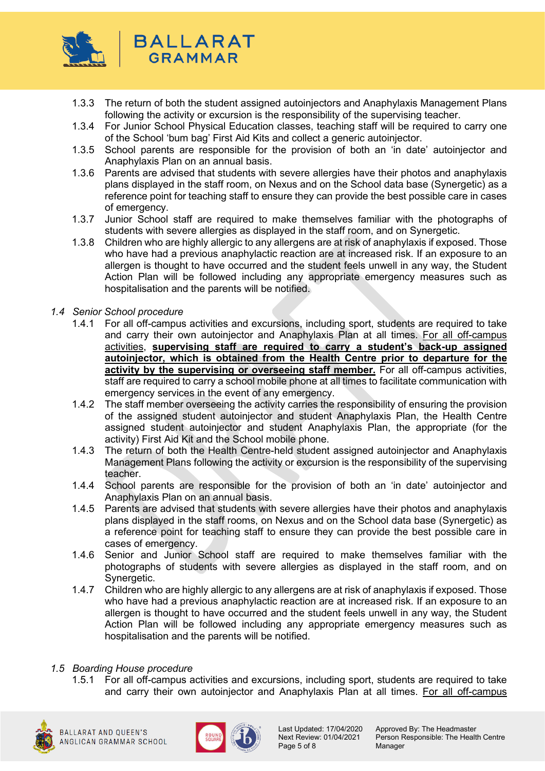1.3.3 The return of both the student assigned autoinjectors and Anaphylaxis Management Plans following the activity or excursion is the responsibility of the supervising teacher.

1.3.4 For Junior School Physical Education classes, teaching staff will be required to carry one of the School 'bum bag' First Aid Kits and collect a generic autoinjector.

1.3.5 School parents are responsible for the provision of both an 'in date' autoinjector and Anaphylaxis Plan on an annual basis.

1.3.6 Parents are advised that students with severe allergies have their photos and anaphylaxis plans displayed in the staff room, on Nexus and on the School data base (Synergetic) as a reference point for teaching staff to ensure they can provide the best possible care in cases of emergency.

1.3.7 Junior School staff are required to make themselves familiar with the photographs of students with severe allergies as displayed in the staff room, and on Synergetic.

1.3.8 Children who are highly allergic to any allergens are at risk of anaphylaxis if exposed. Those who have had a previous anaphylactic reaction are at increased risk. If an exposure to an allergen is thought to have occurred and the student feels unwell in any way, the Student Action Plan will be followed including any appropriate emergency measures such as hospitalisation and the parents will be notified.

### *1.4 Senior School procedure*

1.4.1 For all off-campus activities and excursions, including sport, students are required to take and carry their own autoinjector and Anaphylaxis Plan at all times. <u>For all off-campus activities</u>, <u>**supervising staff are required to carry a student's back-up assigned autoinjector, which is obtained from the Health Centre prior to departure for the activity by the supervising or overseeing staff member.**</u> For all off-campus activities, staff are required to carry a school mobile phone at all times to facilitate communication with emergency services in the event of any emergency.

1.4.2 The staff member overseeing the activity carries the responsibility of ensuring the provision of the assigned student autoinjector and student Anaphylaxis Plan, the Health Centre assigned student autoinjector and student Anaphylaxis Plan, the appropriate (for the activity) First Aid Kit and the School mobile phone.

1.4.3 The return of both the Health Centre-held student assigned autoinjector and Anaphylaxis Management Plans following the activity or excursion is the responsibility of the supervising teacher.

1.4.4 School parents are responsible for the provision of both an 'in date' autoinjector and Anaphylaxis Plan on an annual basis.

1.4.5 Parents are advised that students with severe allergies have their photos and anaphylaxis plans displayed in the staff rooms, on Nexus and on the School data base (Synergetic) as a reference point for teaching staff to ensure they can provide the best possible care in cases of emergency.

1.4.6 Senior and Junior School staff are required to make themselves familiar with the photographs of students with severe allergies as displayed in the staff room, and on Synergetic.

1.4.7 Children who are highly allergic to any allergens are at risk of anaphylaxis if exposed. Those who have had a previous anaphylactic reaction are at increased risk. If an exposure to an allergen is thought to have occurred and the student feels unwell in any way, the Student Action Plan will be followed including any appropriate emergency measures such as hospitalisation and the parents will be notified.

### *1.5 Boarding House procedure*

1.5.1 For all off-campus activities and excursions, including sport, students are required to take and carry their own autoinjector and Anaphylaxis Plan at all times. <u>For all off-campus</u>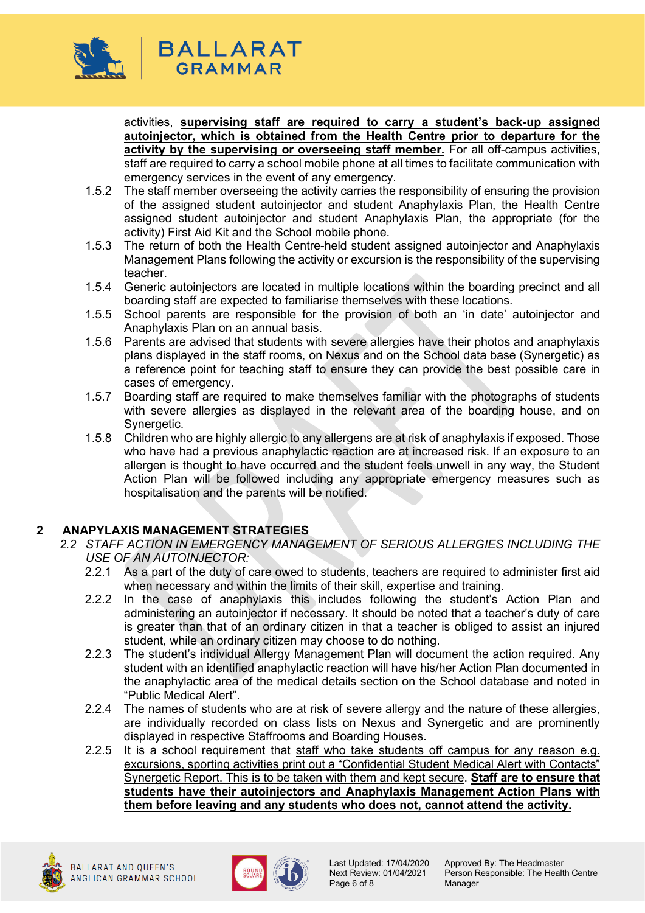activities, **supervising staff are required to carry a student's back-up assigned autoinjector, which is obtained from the Health Centre prior to departure for the activity by the supervising or overseeing staff member.** For all off-campus activities, staff are required to carry a school mobile phone at all times to facilitate communication with emergency services in the event of any emergency.

1.5.2 The staff member overseeing the activity carries the responsibility of ensuring the provision of the assigned student autoinjector and student Anaphylaxis Plan, the Health Centre assigned student autoinjector and student Anaphylaxis Plan, the appropriate (for the activity) First Aid Kit and the School mobile phone.

1.5.3 The return of both the Health Centre-held student assigned autoinjector and Anaphylaxis Management Plans following the activity or excursion is the responsibility of the supervising teacher.

1.5.4 Generic autoinjectors are located in multiple locations within the boarding precinct and all boarding staff are expected to familiarise themselves with these locations.

1.5.5 School parents are responsible for the provision of both an 'in date' autoinjector and Anaphylaxis Plan on an annual basis.

1.5.6 Parents are advised that students with severe allergies have their photos and anaphylaxis plans displayed in the staff rooms, on Nexus and on the School data base (Synergetic) as a reference point for teaching staff to ensure they can provide the best possible care in cases of emergency.

1.5.7 Boarding staff are required to make themselves familiar with the photographs of students with severe allergies as displayed in the relevant area of the boarding house, and on Synergetic.

1.5.8 Children who are highly allergic to any allergens are at risk of anaphylaxis if exposed. Those who have had a previous anaphylactic reaction are at increased risk. If an exposure to an allergen is thought to have occurred and the student feels unwell in any way, the Student Action Plan will be followed including any appropriate emergency measures such as hospitalisation and the parents will be notified.

## 2 ANAPYLAXIS MANAGEMENT STRATEGIES

### *2.2 STAFF ACTION IN EMERGENCY MANAGEMENT OF SERIOUS ALLERGIES INCLUDING THE USE OF AN AUTOINJECTOR:*

2.2.1 As a part of the duty of care owed to students, teachers are required to administer first aid when necessary and within the limits of their skill, expertise and training.

2.2.2 In the case of anaphylaxis this includes following the student's Action Plan and administering an autoinjector if necessary. It should be noted that a teacher's duty of care is greater than that of an ordinary citizen in that a teacher is obliged to assist an injured student, while an ordinary citizen may choose to do nothing.

2.2.3 The student's individual Allergy Management Plan will document the action required. Any student with an identified anaphylactic reaction will have his/her Action Plan documented in the anaphylactic area of the medical details section on the School database and noted in "Public Medical Alert".

2.2.4 The names of students who are at risk of severe allergy and the nature of these allergies, are individually recorded on class lists on Nexus and Synergetic and are prominently displayed in respective Staffrooms and Boarding Houses.

2.2.5 It is a school requirement that staff who take students off campus for any reason e.g. excursions, sporting activities print out a "Confidential Student Medical Alert with Contacts" Synergetic Report. This is to be taken with them and kept secure. **Staff are to ensure that students have their autoinjectors and Anaphylaxis Management Action Plans with them before leaving and any students who does not, cannot attend the activity.**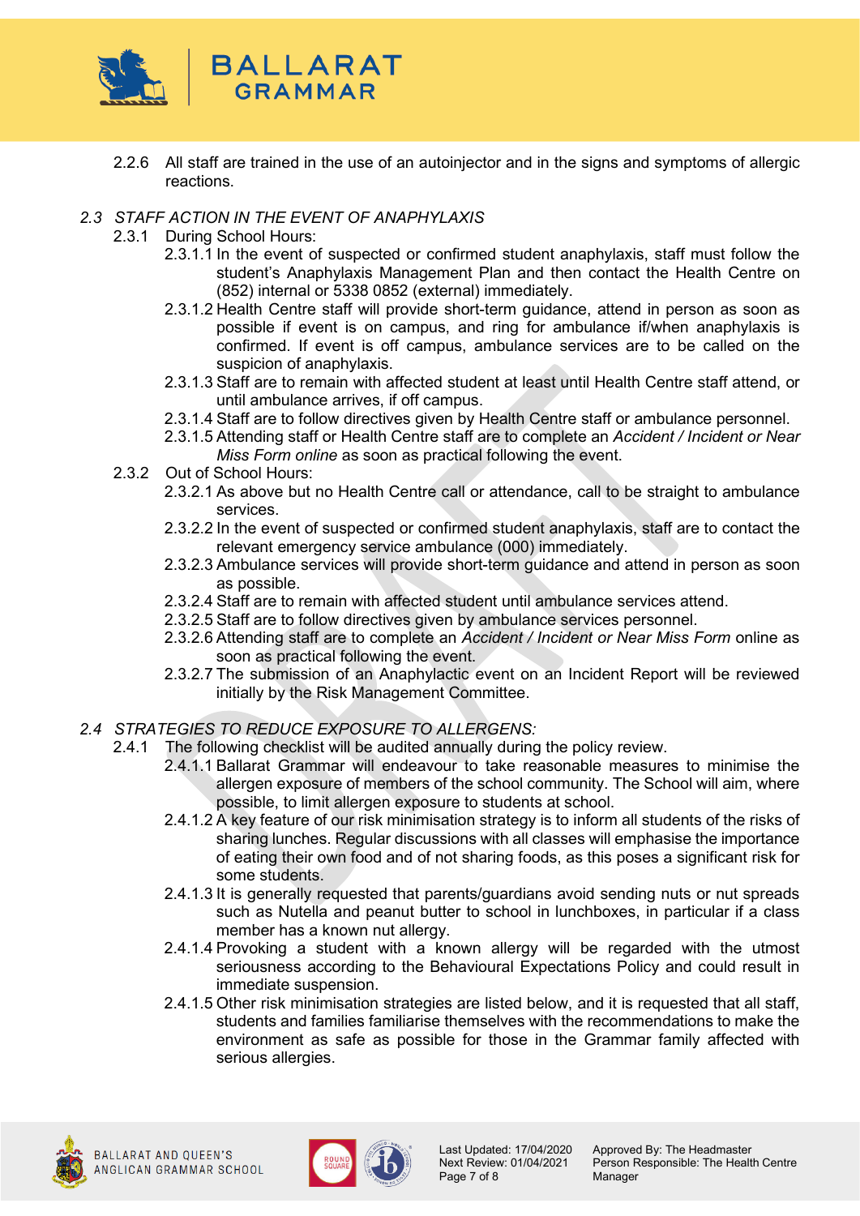2.2.6 All staff are trained in the use of an autoinjector and in the signs and symptoms of allergic reactions.

### *2.3 STAFF ACTION IN THE EVENT OF ANAPHYLAXIS*

2.3.1 During School Hours:

2.3.1.1 In the event of suspected or confirmed student anaphylaxis, staff must follow the student's Anaphylaxis Management Plan and then contact the Health Centre on (852) internal or 5338 0852 (external) immediately.

2.3.1.2 Health Centre staff will provide short-term guidance, attend in person as soon as possible if event is on campus, and ring for ambulance if/when anaphylaxis is confirmed. If event is off campus, ambulance services are to be called on the suspicion of anaphylaxis.

2.3.1.3 Staff are to remain with affected student at least until Health Centre staff attend, or until ambulance arrives, if off campus.

2.3.1.4 Staff are to follow directives given by Health Centre staff or ambulance personnel.

2.3.1.5 Attending staff or Health Centre staff are to complete an *Accident / Incident or Near Miss Form online* as soon as practical following the event.

2.3.2 Out of School Hours:

2.3.2.1 As above but no Health Centre call or attendance, call to be straight to ambulance services.

2.3.2.2 In the event of suspected or confirmed student anaphylaxis, staff are to contact the relevant emergency service ambulance (000) immediately.

2.3.2.3 Ambulance services will provide short-term guidance and attend in person as soon as possible.

2.3.2.4 Staff are to remain with affected student until ambulance services attend.

2.3.2.5 Staff are to follow directives given by ambulance services personnel.

2.3.2.6 Attending staff are to complete an *Accident / Incident or Near Miss Form* online as soon as practical following the event.

2.3.2.7 The submission of an Anaphylactic event on an Incident Report will be reviewed initially by the Risk Management Committee.

### *2.4 STRATEGIES TO REDUCE EXPOSURE TO ALLERGENS:*

2.4.1 The following checklist will be audited annually during the policy review.

2.4.1.1 Ballarat Grammar will endeavour to take reasonable measures to minimise the allergen exposure of members of the school community. The School will aim, where possible, to limit allergen exposure to students at school.

2.4.1.2 A key feature of our risk minimisation strategy is to inform all students of the risks of sharing lunches. Regular discussions with all classes will emphasise the importance of eating their own food and of not sharing foods, as this poses a significant risk for some students.

2.4.1.3 It is generally requested that parents/guardians avoid sending nuts or nut spreads such as Nutella and peanut butter to school in lunchboxes, in particular if a class member has a known nut allergy.

2.4.1.4 Provoking a student with a known allergy will be regarded with the utmost seriousness according to the Behavioural Expectations Policy and could result in immediate suspension.

2.4.1.5 Other risk minimisation strategies are listed below, and it is requested that all staff, students and families familiarise themselves with the recommendations to make the environment as safe as possible for those in the Grammar family affected with serious allergies.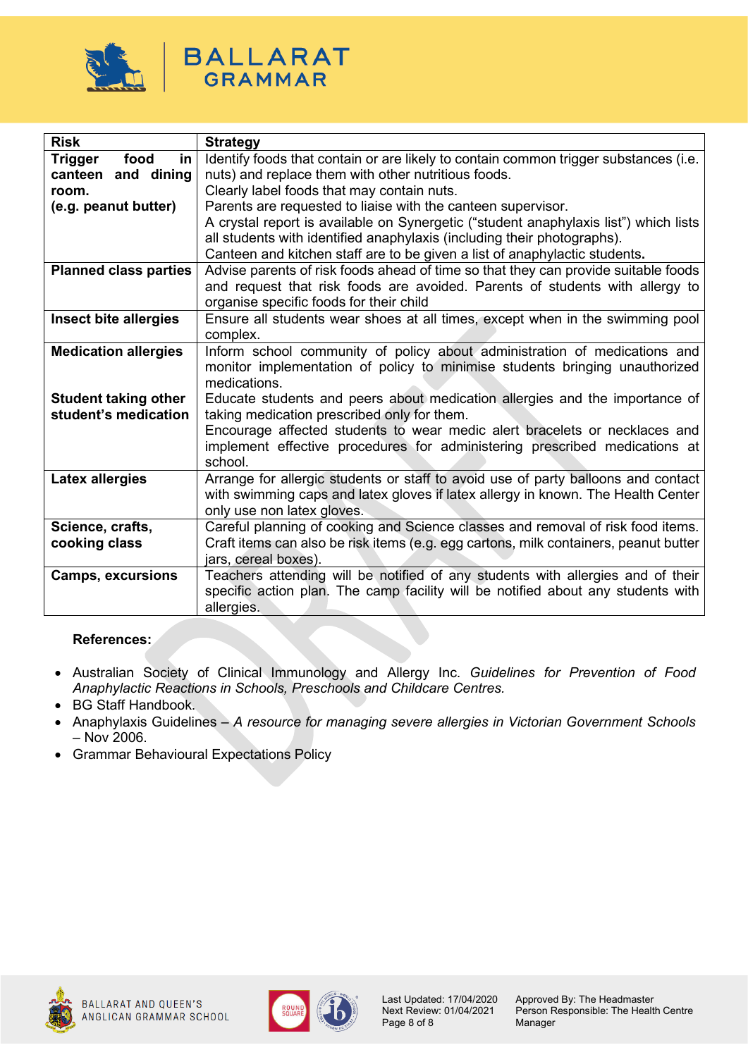| Risk | Strategy |
|---|---|
| **Trigger food in canteen and dining room.** **(e.g. peanut butter)** | Identify foods that contain or are likely to contain common trigger substances (i.e. nuts) and replace them with other nutritious foods. Clearly label foods that may contain nuts. Parents are requested to liaise with the canteen supervisor. A crystal report is available on Synergetic ("student anaphylaxis list") which lists all students with identified anaphylaxis (including their photographs). Canteen and kitchen staff are to be given a list of anaphylactic students**.** |
| **Planned class parties** | Advise parents of risk foods ahead of time so that they can provide suitable foods and request that risk foods are avoided. Parents of students with allergy to organise specific foods for their child |
| **Insect bite allergies** | Ensure all students wear shoes at all times, except when in the swimming pool complex. |
| **Medication allergies** **Student taking other student's medication** | Inform school community of policy about administration of medications and monitor implementation of policy to minimise students bringing unauthorized medications. Educate students and peers about medication allergies and the importance of taking medication prescribed only for them. Encourage affected students to wear medic alert bracelets or necklaces and implement effective procedures for administering prescribed medications at school. |
| **Latex allergies** | Arrange for allergic students or staff to avoid use of party balloons and contact with swimming caps and latex gloves if latex allergy in known. The Health Center only use non latex gloves. |
| **Science, crafts, cooking class** | Careful planning of cooking and Science classes and removal of risk food items. Craft items can also be risk items (e.g. egg cartons, milk containers, peanut butter jars, cereal boxes). |
| **Camps, excursions** | Teachers attending will be notified of any students with allergies and of their specific action plan. The camp facility will be notified about any students with allergies. |

**References:**

- Australian Society of Clinical Immunology and Allergy Inc. *Guidelines for Prevention of Food Anaphylactic Reactions in Schools, Preschools and Childcare Centres.*
- BG Staff Handbook.
- Anaphylaxis Guidelines – *A resource for managing severe allergies in Victorian Government Schools* – Nov 2006.
- Grammar Behavioural Expectations Policy